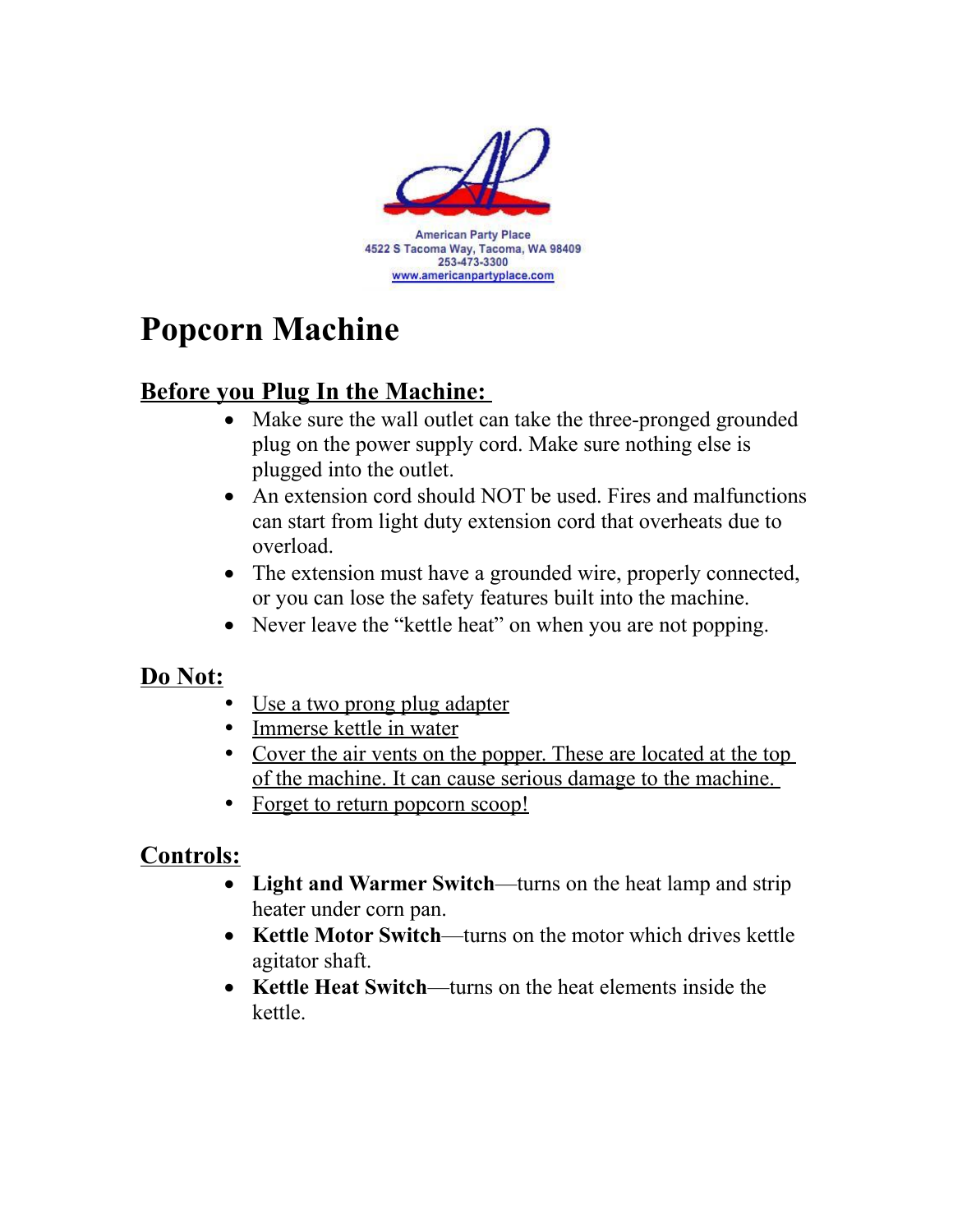American Party Place
4522 S Tacoma Way, Tacoma, WA 98409
253-473-3300
www.americanpartyplace.com

# Popcorn Machine

## Before you Plug In the Machine:

- Make sure the wall outlet can take the three-pronged grounded plug on the power supply cord. Make sure nothing else is plugged into the outlet.
- An extension cord should NOT be used. Fires and malfunctions can start from light duty extension cord that overheats due to overload.
- The extension must have a grounded wire, properly connected, or you can lose the safety features built into the machine.
- Never leave the "kettle heat" on when you are not popping.

## Do Not:

- Use a two prong plug adapter
- Immerse kettle in water
- Cover the air vents on the popper. These are located at the top of the machine. It can cause serious damage to the machine.
- Forget to return popcorn scoop!

## Controls:

- **Light and Warmer Switch**—turns on the heat lamp and strip heater under corn pan.
- **Kettle Motor Switch**—turns on the motor which drives kettle agitator shaft.
- **Kettle Heat Switch**—turns on the heat elements inside the kettle.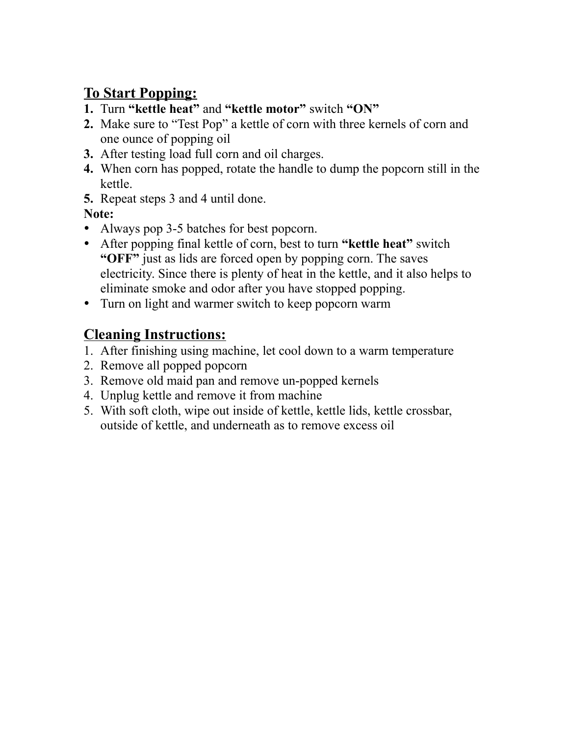## <u>To Start Popping:</u>

1. Turn **"kettle heat"** and **"kettle motor"** switch **"ON"**
2. Make sure to "Test Pop" a kettle of corn with three kernels of corn and one ounce of popping oil
3. After testing load full corn and oil charges.
4. When corn has popped, rotate the handle to dump the popcorn still in the kettle.
5. Repeat steps 3 and 4 until done.

**Note:**

- Always pop 3-5 batches for best popcorn.
- After popping final kettle of corn, best to turn **"kettle heat"** switch **"OFF"** just as lids are forced open by popping corn. The saves electricity. Since there is plenty of heat in the kettle, and it also helps to eliminate smoke and odor after you have stopped popping.
- Turn on light and warmer switch to keep popcorn warm

## <u>Cleaning Instructions:</u>

1. After finishing using machine, let cool down to a warm temperature
2. Remove all popped popcorn
3. Remove old maid pan and remove un-popped kernels
4. Unplug kettle and remove it from machine
5. With soft cloth, wipe out inside of kettle, kettle lids, kettle crossbar, outside of kettle, and underneath as to remove excess oil